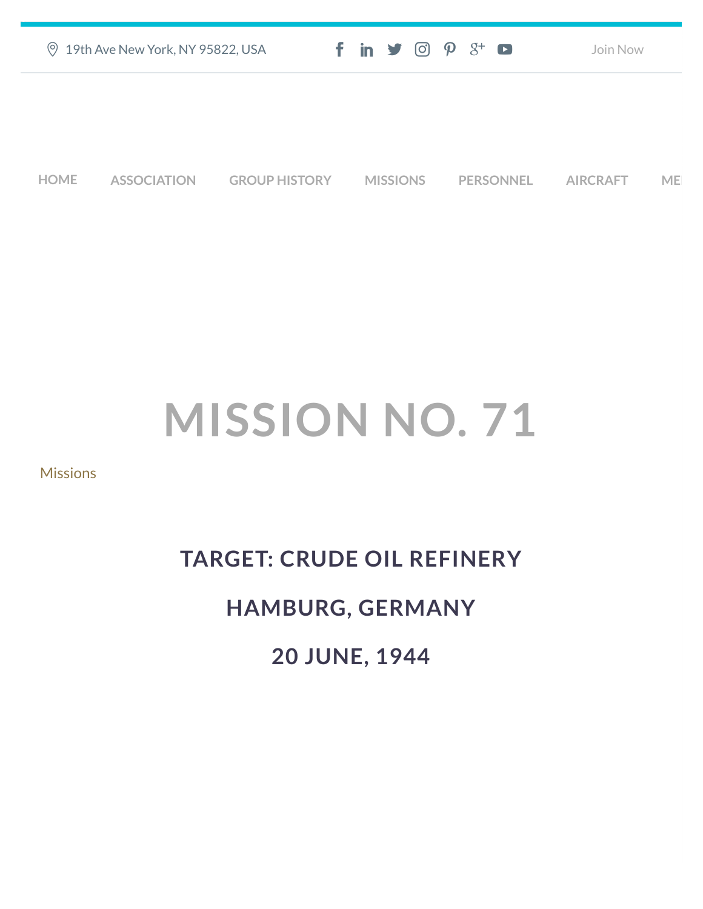19th Ave New York, NY 95822, USA

Join Now

HOME ASSOCIATION GROUP HISTORY MISSIONS PERSONNEL AIRCRAFT ME

# MISSION NO. 71

Missions

## TARGET: CRUDE OIL REFINERY

## HAMBURG, GERMANY

## 20 JUNE, 1944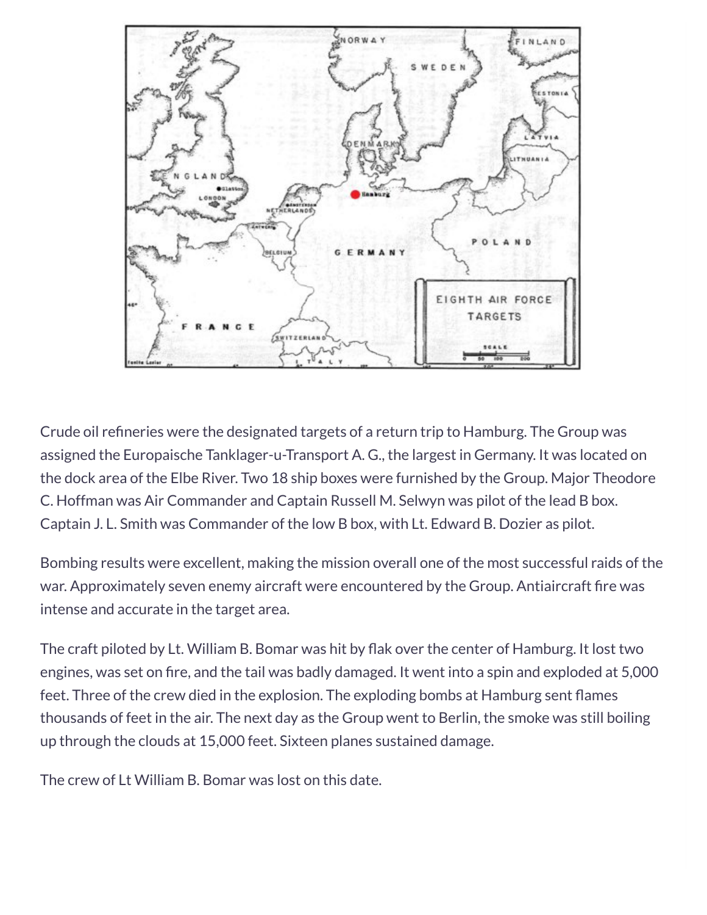Crude oil refineries were the designated targets of a return trip to Hamburg. The Group was assigned the Europaische Tanklager-u-Transport A. G., the largest in Germany. It was located on the dock area of the Elbe River. Two 18 ship boxes were furnished by the Group. Major Theodore C. Hoffman was Air Commander and Captain Russell M. Selwyn was pilot of the lead B box. Captain J. L. Smith was Commander of the low B box, with Lt. Edward B. Dozier as pilot.

Bombing results were excellent, making the mission overall one of the most successful raids of the war. Approximately seven enemy aircraft were encountered by the Group. Antiaircraft fire was intense and accurate in the target area.

The craft piloted by Lt. William B. Bomar was hit by flak over the center of Hamburg. It lost two engines, was set on fire, and the tail was badly damaged. It went into a spin and exploded at 5,000 feet. Three of the crew died in the explosion. The exploding bombs at Hamburg sent flames thousands of feet in the air. The next day as the Group went to Berlin, the smoke was still boiling up through the clouds at 15,000 feet. Sixteen planes sustained damage.

The crew of Lt William B. Bomar was lost on this date.